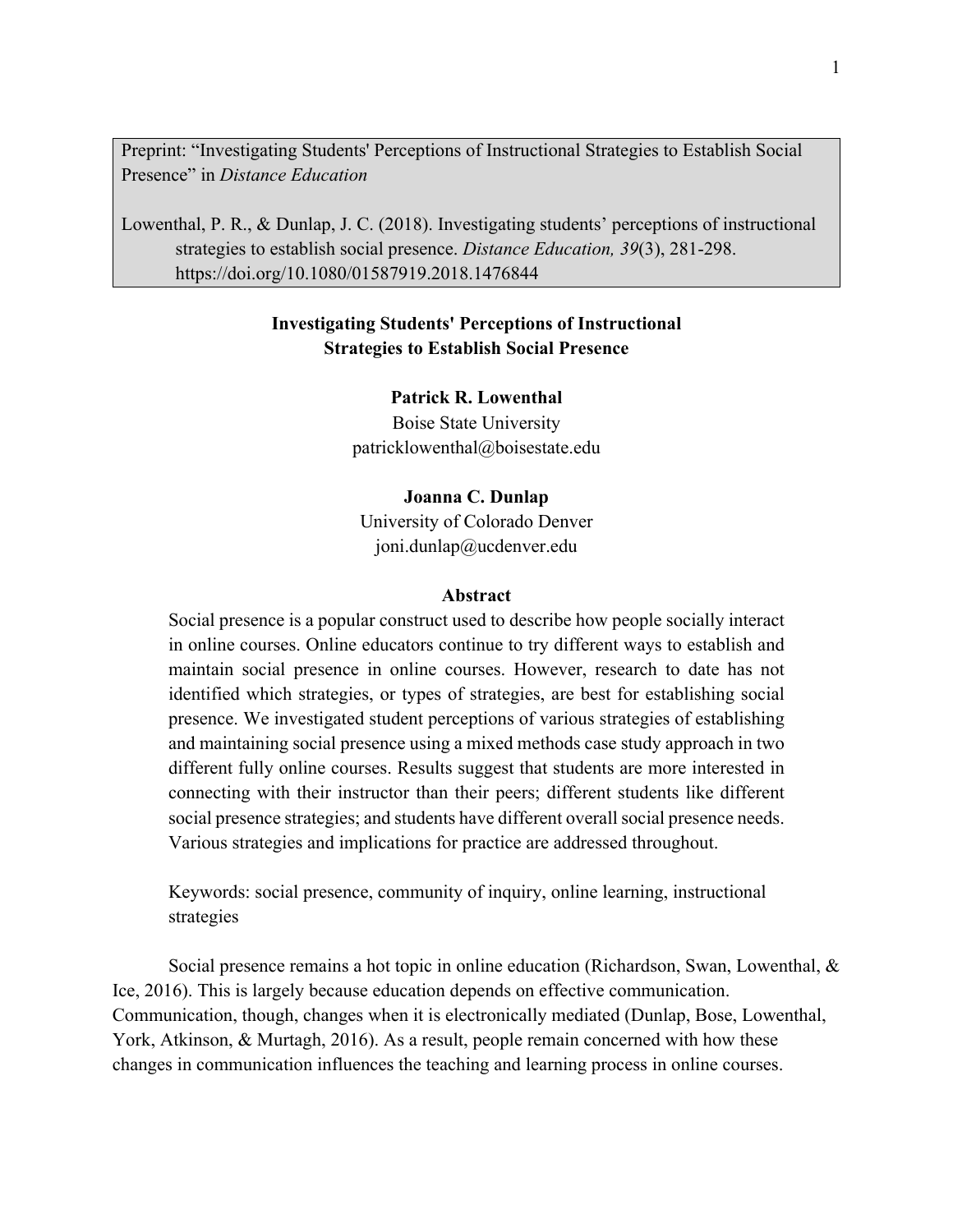Preprint: "Investigating Students' Perceptions of Instructional Strategies to Establish Social Presence" in *Distance Education*

Lowenthal, P. R., & Dunlap, J. C. (2018). Investigating students' perceptions of instructional strategies to establish social presence. *Distance Education, 39*(3), 281-298. https://doi.org/10.1080/01587919.2018.1476844

# Investigating Students' Perceptions of Instructional Strategies to Establish Social Presence

**Patrick R. Lowenthal**
Boise State University
patricklowenthal@boisestate.edu

**Joanna C. Dunlap**
University of Colorado Denver
joni.dunlap@ucdenver.edu

## Abstract

Social presence is a popular construct used to describe how people socially interact in online courses. Online educators continue to try different ways to establish and maintain social presence in online courses. However, research to date has not identified which strategies, or types of strategies, are best for establishing social presence. We investigated student perceptions of various strategies of establishing and maintaining social presence using a mixed methods case study approach in two different fully online courses. Results suggest that students are more interested in connecting with their instructor than their peers; different students like different social presence strategies; and students have different overall social presence needs. Various strategies and implications for practice are addressed throughout.

Keywords: social presence, community of inquiry, online learning, instructional strategies

Social presence remains a hot topic in online education (Richardson, Swan, Lowenthal, & Ice, 2016). This is largely because education depends on effective communication. Communication, though, changes when it is electronically mediated (Dunlap, Bose, Lowenthal, York, Atkinson, & Murtagh, 2016). As a result, people remain concerned with how these changes in communication influences the teaching and learning process in online courses.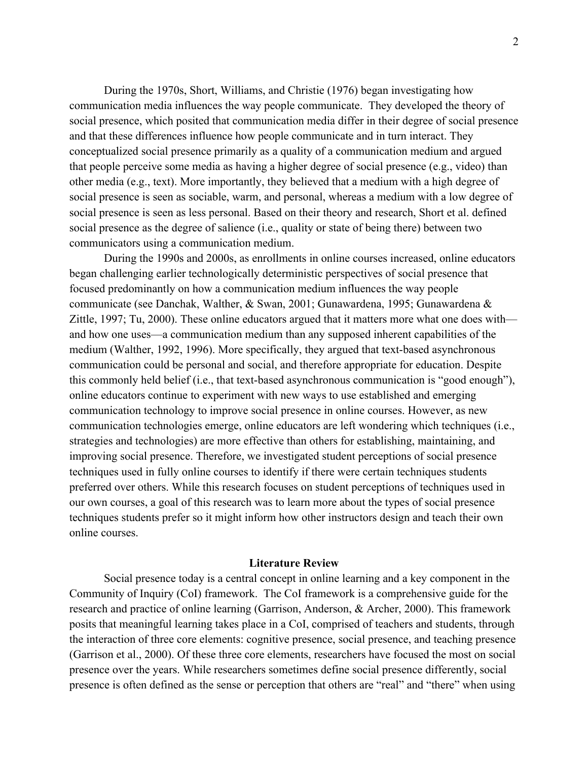During the 1970s, Short, Williams, and Christie (1976) began investigating how communication media influences the way people communicate. They developed the theory of social presence, which posited that communication media differ in their degree of social presence and that these differences influence how people communicate and in turn interact. They conceptualized social presence primarily as a quality of a communication medium and argued that people perceive some media as having a higher degree of social presence (e.g., video) than other media (e.g., text). More importantly, they believed that a medium with a high degree of social presence is seen as sociable, warm, and personal, whereas a medium with a low degree of social presence is seen as less personal. Based on their theory and research, Short et al. defined social presence as the degree of salience (i.e., quality or state of being there) between two communicators using a communication medium.

During the 1990s and 2000s, as enrollments in online courses increased, online educators began challenging earlier technologically deterministic perspectives of social presence that focused predominantly on how a communication medium influences the way people communicate (see Danchak, Walther, & Swan, 2001; Gunawardena, 1995; Gunawardena & Zittle, 1997; Tu, 2000). These online educators argued that it matters more what one does with—and how one uses—a communication medium than any supposed inherent capabilities of the medium (Walther, 1992, 1996). More specifically, they argued that text-based asynchronous communication could be personal and social, and therefore appropriate for education. Despite this commonly held belief (i.e., that text-based asynchronous communication is "good enough"), online educators continue to experiment with new ways to use established and emerging communication technology to improve social presence in online courses. However, as new communication technologies emerge, online educators are left wondering which techniques (i.e., strategies and technologies) are more effective than others for establishing, maintaining, and improving social presence. Therefore, we investigated student perceptions of social presence techniques used in fully online courses to identify if there were certain techniques students preferred over others. While this research focuses on student perceptions of techniques used in our own courses, a goal of this research was to learn more about the types of social presence techniques students prefer so it might inform how other instructors design and teach their own online courses.

## Literature Review

Social presence today is a central concept in online learning and a key component in the Community of Inquiry (CoI) framework. The CoI framework is a comprehensive guide for the research and practice of online learning (Garrison, Anderson, & Archer, 2000). This framework posits that meaningful learning takes place in a CoI, comprised of teachers and students, through the interaction of three core elements: cognitive presence, social presence, and teaching presence (Garrison et al., 2000). Of these three core elements, researchers have focused the most on social presence over the years. While researchers sometimes define social presence differently, social presence is often defined as the sense or perception that others are "real" and "there" when using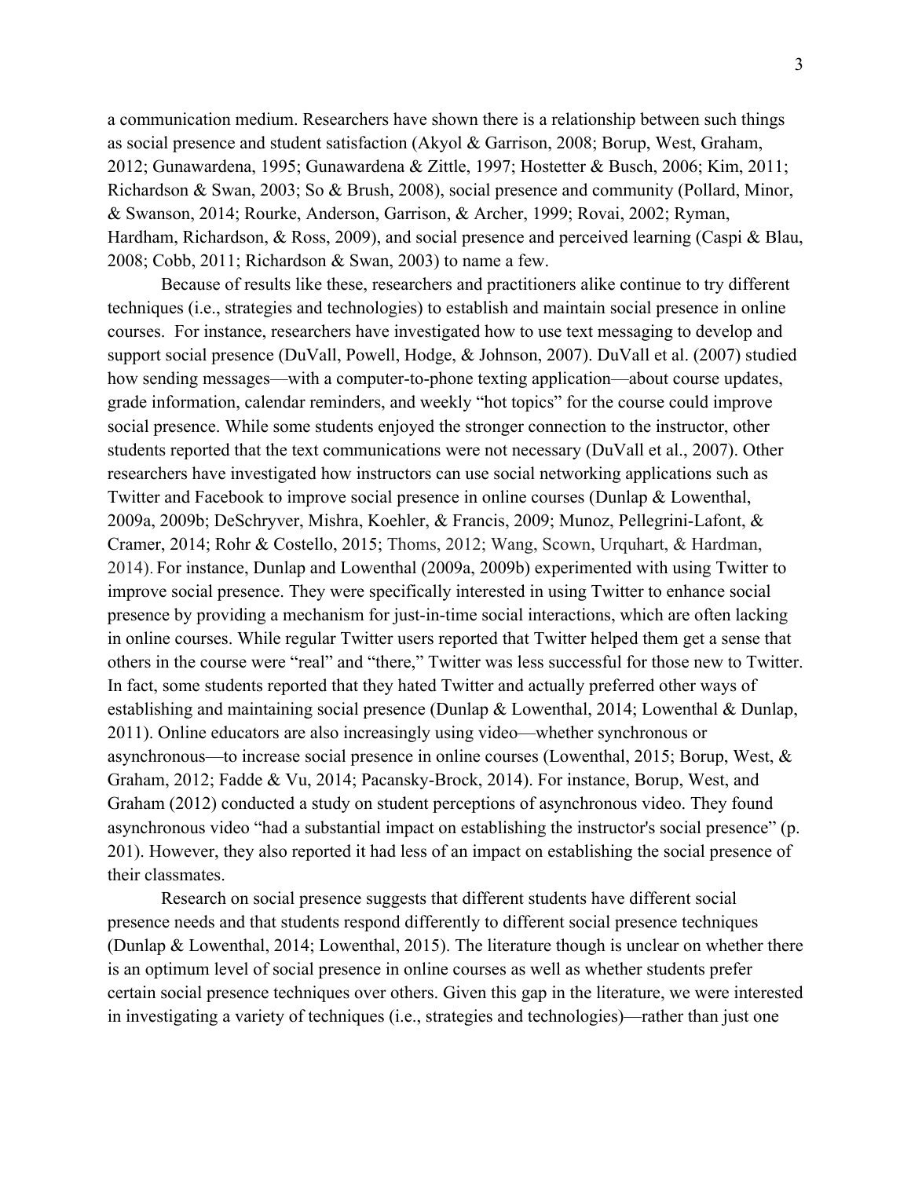a communication medium. Researchers have shown there is a relationship between such things as social presence and student satisfaction (Akyol & Garrison, 2008; Borup, West, Graham, 2012; Gunawardena, 1995; Gunawardena & Zittle, 1997; Hostetter & Busch, 2006; Kim, 2011; Richardson & Swan, 2003; So & Brush, 2008), social presence and community (Pollard, Minor, & Swanson, 2014; Rourke, Anderson, Garrison, & Archer, 1999; Rovai, 2002; Ryman, Hardham, Richardson, & Ross, 2009), and social presence and perceived learning (Caspi & Blau, 2008; Cobb, 2011; Richardson & Swan, 2003) to name a few.

Because of results like these, researchers and practitioners alike continue to try different techniques (i.e., strategies and technologies) to establish and maintain social presence in online courses. For instance, researchers have investigated how to use text messaging to develop and support social presence (DuVall, Powell, Hodge, & Johnson, 2007). DuVall et al. (2007) studied how sending messages—with a computer-to-phone texting application—about course updates, grade information, calendar reminders, and weekly "hot topics" for the course could improve social presence. While some students enjoyed the stronger connection to the instructor, other students reported that the text communications were not necessary (DuVall et al., 2007). Other researchers have investigated how instructors can use social networking applications such as Twitter and Facebook to improve social presence in online courses (Dunlap & Lowenthal, 2009a, 2009b; DeSchryver, Mishra, Koehler, & Francis, 2009; Munoz, Pellegrini-Lafont, & Cramer, 2014; Rohr & Costello, 2015; Thoms, 2012; Wang, Scown, Urquhart, & Hardman, 2014). For instance, Dunlap and Lowenthal (2009a, 2009b) experimented with using Twitter to improve social presence. They were specifically interested in using Twitter to enhance social presence by providing a mechanism for just-in-time social interactions, which are often lacking in online courses. While regular Twitter users reported that Twitter helped them get a sense that others in the course were "real" and "there," Twitter was less successful for those new to Twitter. In fact, some students reported that they hated Twitter and actually preferred other ways of establishing and maintaining social presence (Dunlap & Lowenthal, 2014; Lowenthal & Dunlap, 2011). Online educators are also increasingly using video—whether synchronous or asynchronous—to increase social presence in online courses (Lowenthal, 2015; Borup, West, & Graham, 2012; Fadde & Vu, 2014; Pacansky-Brock, 2014). For instance, Borup, West, and Graham (2012) conducted a study on student perceptions of asynchronous video. They found asynchronous video "had a substantial impact on establishing the instructor's social presence" (p. 201). However, they also reported it had less of an impact on establishing the social presence of their classmates.

Research on social presence suggests that different students have different social presence needs and that students respond differently to different social presence techniques (Dunlap & Lowenthal, 2014; Lowenthal, 2015). The literature though is unclear on whether there is an optimum level of social presence in online courses as well as whether students prefer certain social presence techniques over others. Given this gap in the literature, we were interested in investigating a variety of techniques (i.e., strategies and technologies)—rather than just one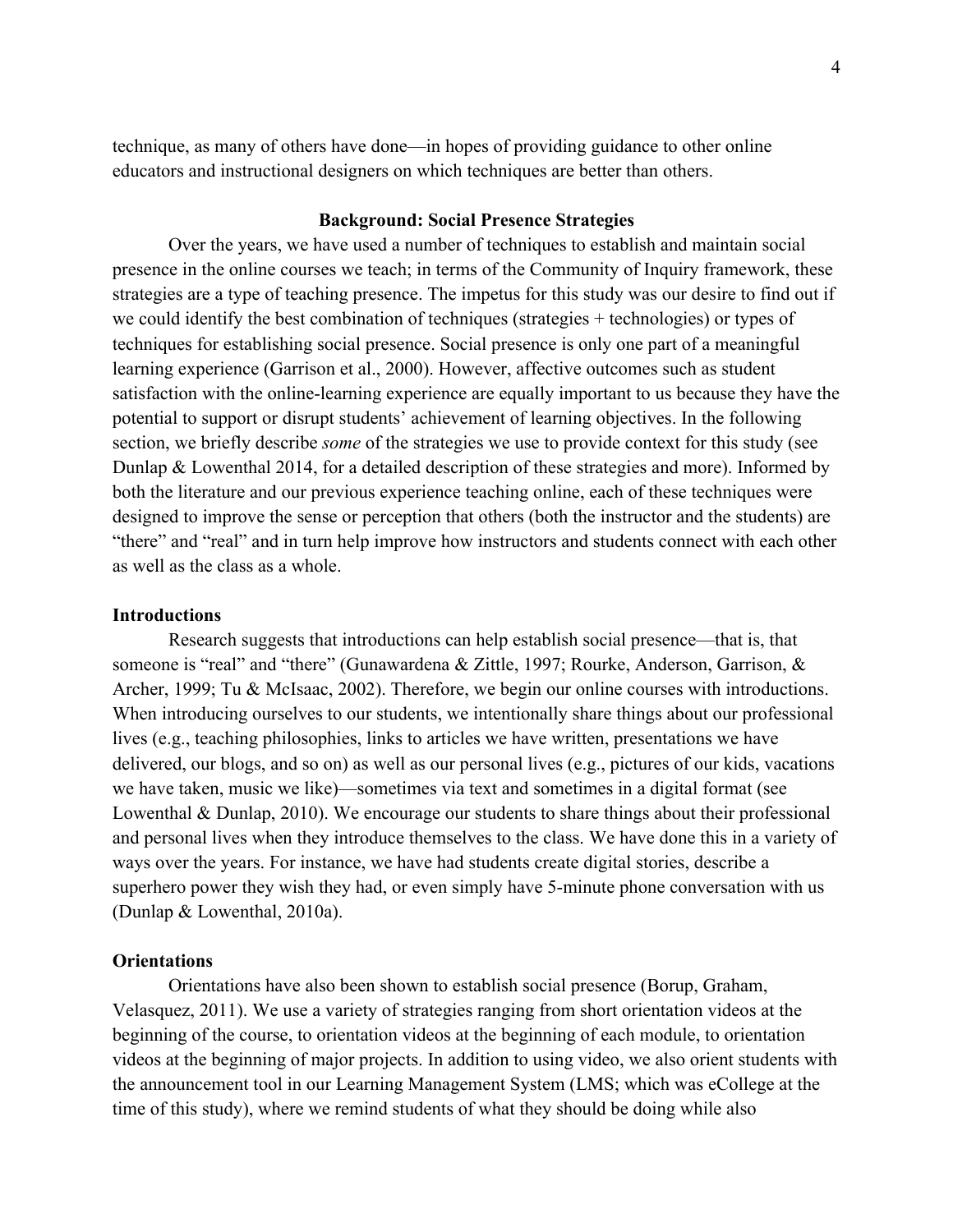technique, as many of others have done—in hopes of providing guidance to other online educators and instructional designers on which techniques are better than others.

## Background: Social Presence Strategies

Over the years, we have used a number of techniques to establish and maintain social presence in the online courses we teach; in terms of the Community of Inquiry framework, these strategies are a type of teaching presence. The impetus for this study was our desire to find out if we could identify the best combination of techniques (strategies + technologies) or types of techniques for establishing social presence. Social presence is only one part of a meaningful learning experience (Garrison et al., 2000). However, affective outcomes such as student satisfaction with the online-learning experience are equally important to us because they have the potential to support or disrupt students' achievement of learning objectives. In the following section, we briefly describe *some* of the strategies we use to provide context for this study (see Dunlap & Lowenthal 2014, for a detailed description of these strategies and more). Informed by both the literature and our previous experience teaching online, each of these techniques were designed to improve the sense or perception that others (both the instructor and the students) are "there" and "real" and in turn help improve how instructors and students connect with each other as well as the class as a whole.

### Introductions

Research suggests that introductions can help establish social presence—that is, that someone is "real" and "there" (Gunawardena & Zittle, 1997; Rourke, Anderson, Garrison, & Archer, 1999; Tu & McIsaac, 2002). Therefore, we begin our online courses with introductions. When introducing ourselves to our students, we intentionally share things about our professional lives (e.g., teaching philosophies, links to articles we have written, presentations we have delivered, our blogs, and so on) as well as our personal lives (e.g., pictures of our kids, vacations we have taken, music we like)—sometimes via text and sometimes in a digital format (see Lowenthal & Dunlap, 2010). We encourage our students to share things about their professional and personal lives when they introduce themselves to the class. We have done this in a variety of ways over the years. For instance, we have had students create digital stories, describe a superhero power they wish they had, or even simply have 5-minute phone conversation with us (Dunlap & Lowenthal, 2010a).

### Orientations

Orientations have also been shown to establish social presence (Borup, Graham, Velasquez, 2011). We use a variety of strategies ranging from short orientation videos at the beginning of the course, to orientation videos at the beginning of each module, to orientation videos at the beginning of major projects. In addition to using video, we also orient students with the announcement tool in our Learning Management System (LMS; which was eCollege at the time of this study), where we remind students of what they should be doing while also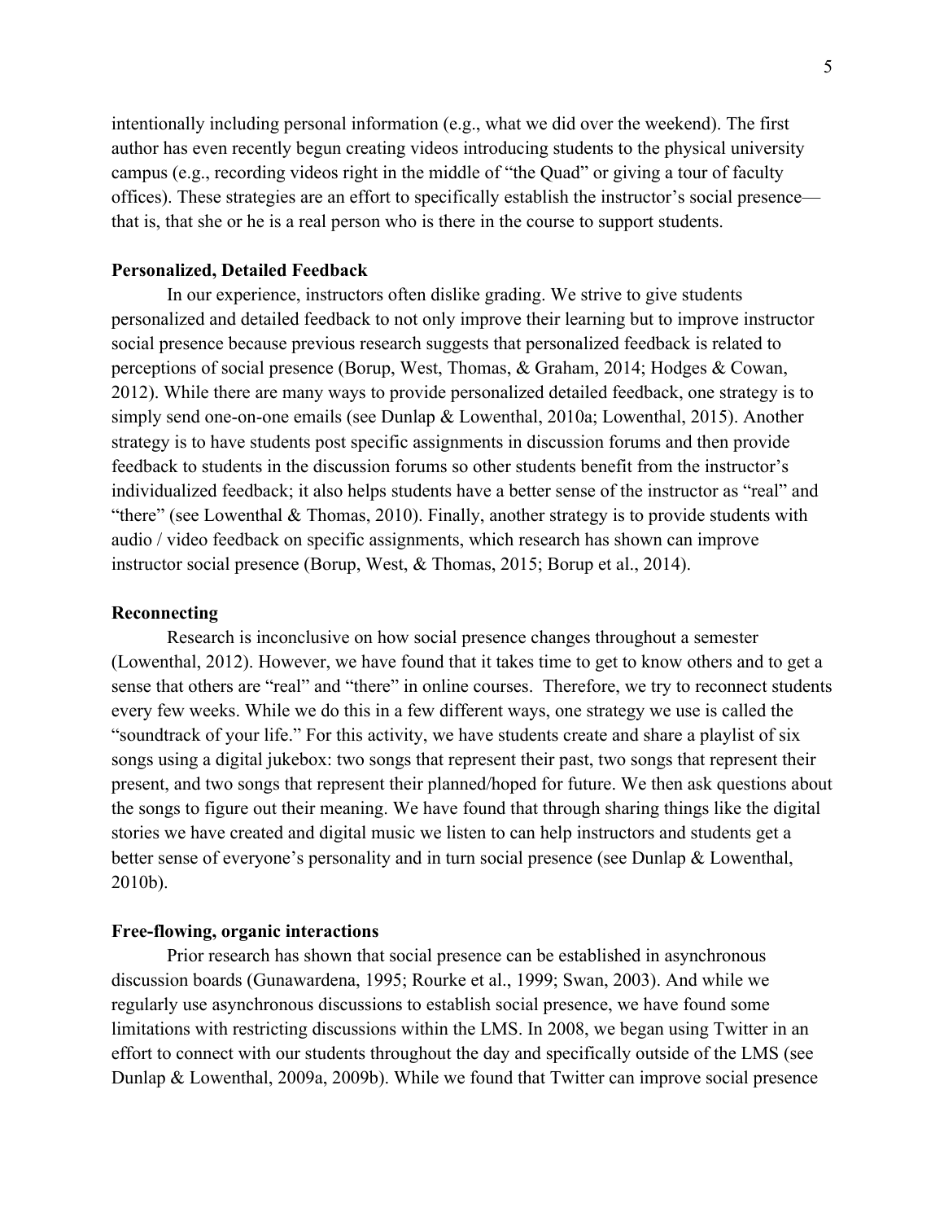intentionally including personal information (e.g., what we did over the weekend). The first author has even recently begun creating videos introducing students to the physical university campus (e.g., recording videos right in the middle of "the Quad" or giving a tour of faculty offices). These strategies are an effort to specifically establish the instructor's social presence—that is, that she or he is a real person who is there in the course to support students.

### Personalized, Detailed Feedback

In our experience, instructors often dislike grading. We strive to give students personalized and detailed feedback to not only improve their learning but to improve instructor social presence because previous research suggests that personalized feedback is related to perceptions of social presence (Borup, West, Thomas, & Graham, 2014; Hodges & Cowan, 2012). While there are many ways to provide personalized detailed feedback, one strategy is to simply send one-on-one emails (see Dunlap & Lowenthal, 2010a; Lowenthal, 2015). Another strategy is to have students post specific assignments in discussion forums and then provide feedback to students in the discussion forums so other students benefit from the instructor's individualized feedback; it also helps students have a better sense of the instructor as "real" and "there" (see Lowenthal & Thomas, 2010). Finally, another strategy is to provide students with audio / video feedback on specific assignments, which research has shown can improve instructor social presence (Borup, West, & Thomas, 2015; Borup et al., 2014).

### Reconnecting

Research is inconclusive on how social presence changes throughout a semester (Lowenthal, 2012). However, we have found that it takes time to get to know others and to get a sense that others are "real" and "there" in online courses. Therefore, we try to reconnect students every few weeks. While we do this in a few different ways, one strategy we use is called the "soundtrack of your life." For this activity, we have students create and share a playlist of six songs using a digital jukebox: two songs that represent their past, two songs that represent their present, and two songs that represent their planned/hoped for future. We then ask questions about the songs to figure out their meaning. We have found that through sharing things like the digital stories we have created and digital music we listen to can help instructors and students get a better sense of everyone's personality and in turn social presence (see Dunlap & Lowenthal, 2010b).

### Free-flowing, organic interactions

Prior research has shown that social presence can be established in asynchronous discussion boards (Gunawardena, 1995; Rourke et al., 1999; Swan, 2003). And while we regularly use asynchronous discussions to establish social presence, we have found some limitations with restricting discussions within the LMS. In 2008, we began using Twitter in an effort to connect with our students throughout the day and specifically outside of the LMS (see Dunlap & Lowenthal, 2009a, 2009b). While we found that Twitter can improve social presence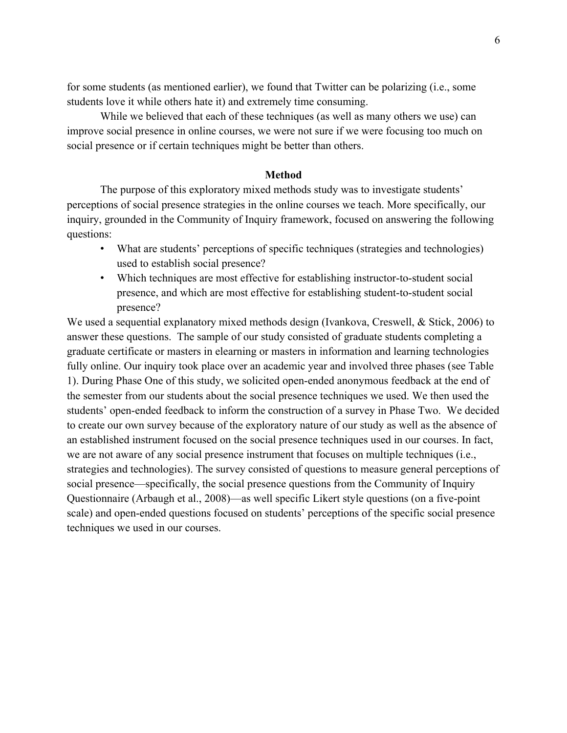for some students (as mentioned earlier), we found that Twitter can be polarizing (i.e., some students love it while others hate it) and extremely time consuming.

While we believed that each of these techniques (as well as many others we use) can improve social presence in online courses, we were not sure if we were focusing too much on social presence or if certain techniques might be better than others.

## Method

The purpose of this exploratory mixed methods study was to investigate students' perceptions of social presence strategies in the online courses we teach. More specifically, our inquiry, grounded in the Community of Inquiry framework, focused on answering the following questions:

- What are students' perceptions of specific techniques (strategies and technologies) used to establish social presence?
- Which techniques are most effective for establishing instructor-to-student social presence, and which are most effective for establishing student-to-student social presence?

We used a sequential explanatory mixed methods design (Ivankova, Creswell, & Stick, 2006) to answer these questions. The sample of our study consisted of graduate students completing a graduate certificate or masters in elearning or masters in information and learning technologies fully online. Our inquiry took place over an academic year and involved three phases (see Table 1). During Phase One of this study, we solicited open-ended anonymous feedback at the end of the semester from our students about the social presence techniques we used. We then used the students' open-ended feedback to inform the construction of a survey in Phase Two. We decided to create our own survey because of the exploratory nature of our study as well as the absence of an established instrument focused on the social presence techniques used in our courses. In fact, we are not aware of any social presence instrument that focuses on multiple techniques (i.e., strategies and technologies). The survey consisted of questions to measure general perceptions of social presence—specifically, the social presence questions from the Community of Inquiry Questionnaire (Arbaugh et al., 2008)—as well specific Likert style questions (on a five-point scale) and open-ended questions focused on students' perceptions of the specific social presence techniques we used in our courses.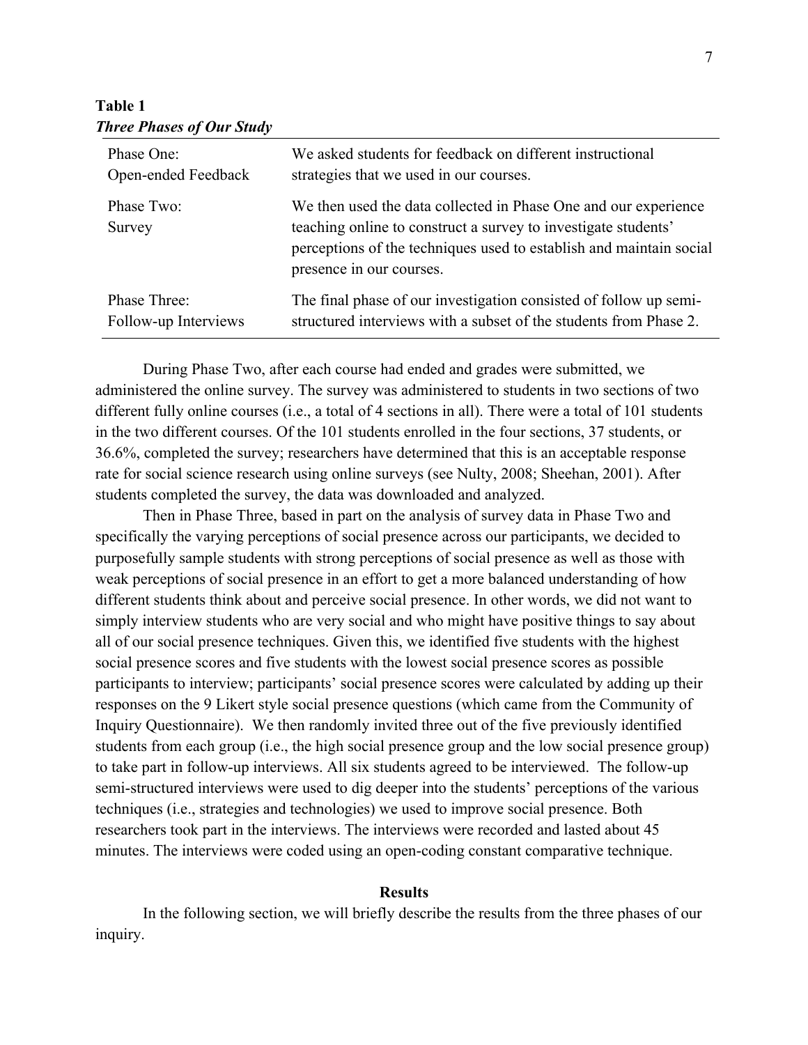**Table 1**
***Three Phases of Our Study***

| | |
|---|---|
| Phase One: Open-ended Feedback | We asked students for feedback on different instructional strategies that we used in our courses. |
| Phase Two: Survey | We then used the data collected in Phase One and our experience teaching online to construct a survey to investigate students' perceptions of the techniques used to establish and maintain social presence in our courses. |
| Phase Three: Follow-up Interviews | The final phase of our investigation consisted of follow up semi-structured interviews with a subset of the students from Phase 2. |

During Phase Two, after each course had ended and grades were submitted, we administered the online survey. The survey was administered to students in two sections of two different fully online courses (i.e., a total of 4 sections in all). There were a total of 101 students in the two different courses. Of the 101 students enrolled in the four sections, 37 students, or 36.6%, completed the survey; researchers have determined that this is an acceptable response rate for social science research using online surveys (see Nulty, 2008; Sheehan, 2001). After students completed the survey, the data was downloaded and analyzed.

Then in Phase Three, based in part on the analysis of survey data in Phase Two and specifically the varying perceptions of social presence across our participants, we decided to purposefully sample students with strong perceptions of social presence as well as those with weak perceptions of social presence in an effort to get a more balanced understanding of how different students think about and perceive social presence. In other words, we did not want to simply interview students who are very social and who might have positive things to say about all of our social presence techniques. Given this, we identified five students with the highest social presence scores and five students with the lowest social presence scores as possible participants to interview; participants' social presence scores were calculated by adding up their responses on the 9 Likert style social presence questions (which came from the Community of Inquiry Questionnaire). We then randomly invited three out of the five previously identified students from each group (i.e., the high social presence group and the low social presence group) to take part in follow-up interviews. All six students agreed to be interviewed. The follow-up semi-structured interviews were used to dig deeper into the students' perceptions of the various techniques (i.e., strategies and technologies) we used to improve social presence. Both researchers took part in the interviews. The interviews were recorded and lasted about 45 minutes. The interviews were coded using an open-coding constant comparative technique.

## Results

In the following section, we will briefly describe the results from the three phases of our inquiry.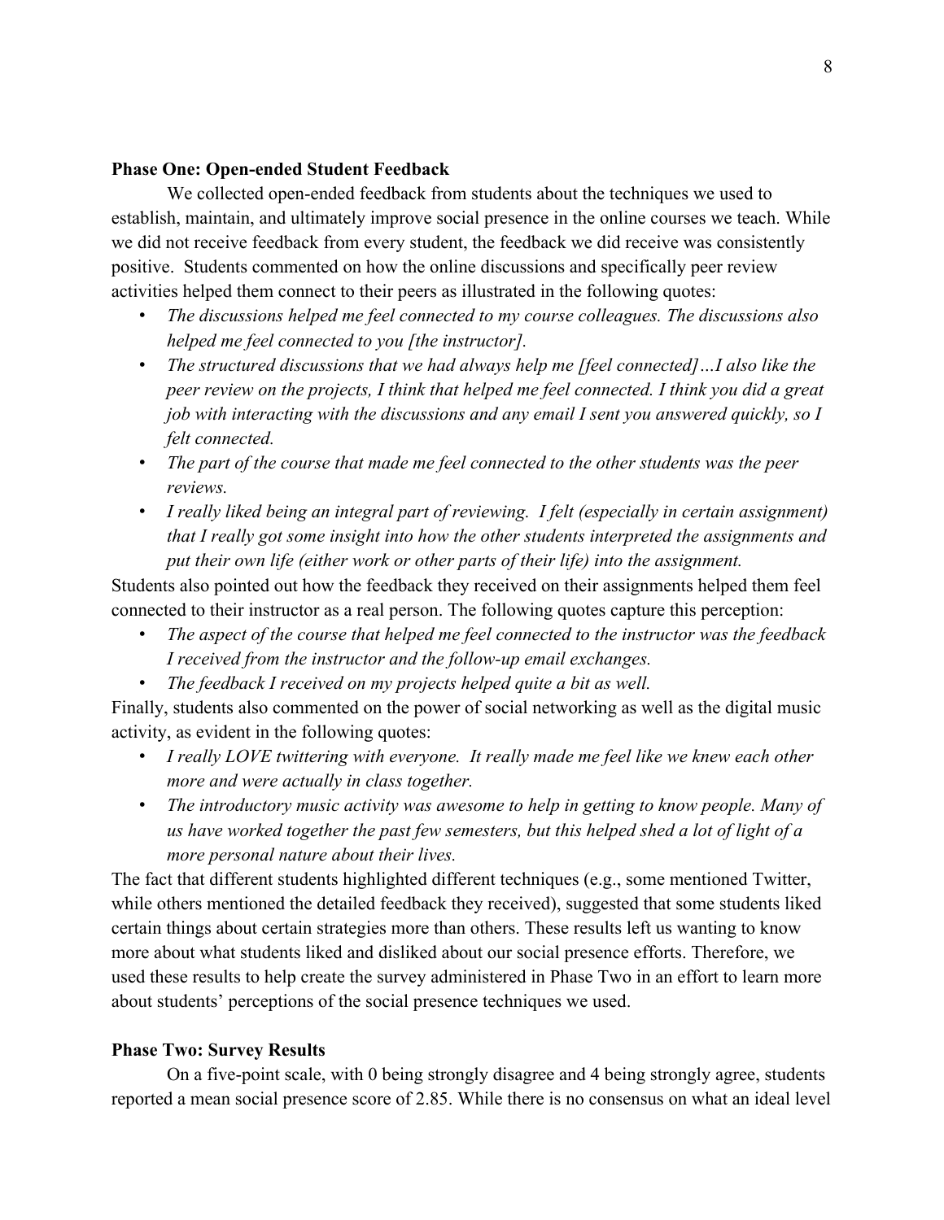**Phase One: Open-ended Student Feedback**

We collected open-ended feedback from students about the techniques we used to establish, maintain, and ultimately improve social presence in the online courses we teach. While we did not receive feedback from every student, the feedback we did receive was consistently positive. Students commented on how the online discussions and specifically peer review activities helped them connect to their peers as illustrated in the following quotes:

- *The discussions helped me feel connected to my course colleagues. The discussions also helped me feel connected to you [the instructor].*
- *The structured discussions that we had always help me [feel connected]…I also like the peer review on the projects, I think that helped me feel connected. I think you did a great job with interacting with the discussions and any email I sent you answered quickly, so I felt connected.*
- *The part of the course that made me feel connected to the other students was the peer reviews.*
- *I really liked being an integral part of reviewing. I felt (especially in certain assignment) that I really got some insight into how the other students interpreted the assignments and put their own life (either work or other parts of their life) into the assignment.*

Students also pointed out how the feedback they received on their assignments helped them feel connected to their instructor as a real person. The following quotes capture this perception:

- *The aspect of the course that helped me feel connected to the instructor was the feedback I received from the instructor and the follow-up email exchanges.*
- *The feedback I received on my projects helped quite a bit as well.*

Finally, students also commented on the power of social networking as well as the digital music activity, as evident in the following quotes:

- *I really LOVE twittering with everyone. It really made me feel like we knew each other more and were actually in class together.*
- *The introductory music activity was awesome to help in getting to know people. Many of us have worked together the past few semesters, but this helped shed a lot of light of a more personal nature about their lives.*

The fact that different students highlighted different techniques (e.g., some mentioned Twitter, while others mentioned the detailed feedback they received), suggested that some students liked certain things about certain strategies more than others. These results left us wanting to know more about what students liked and disliked about our social presence efforts. Therefore, we used these results to help create the survey administered in Phase Two in an effort to learn more about students' perceptions of the social presence techniques we used.

**Phase Two: Survey Results**

On a five-point scale, with 0 being strongly disagree and 4 being strongly agree, students reported a mean social presence score of 2.85. While there is no consensus on what an ideal level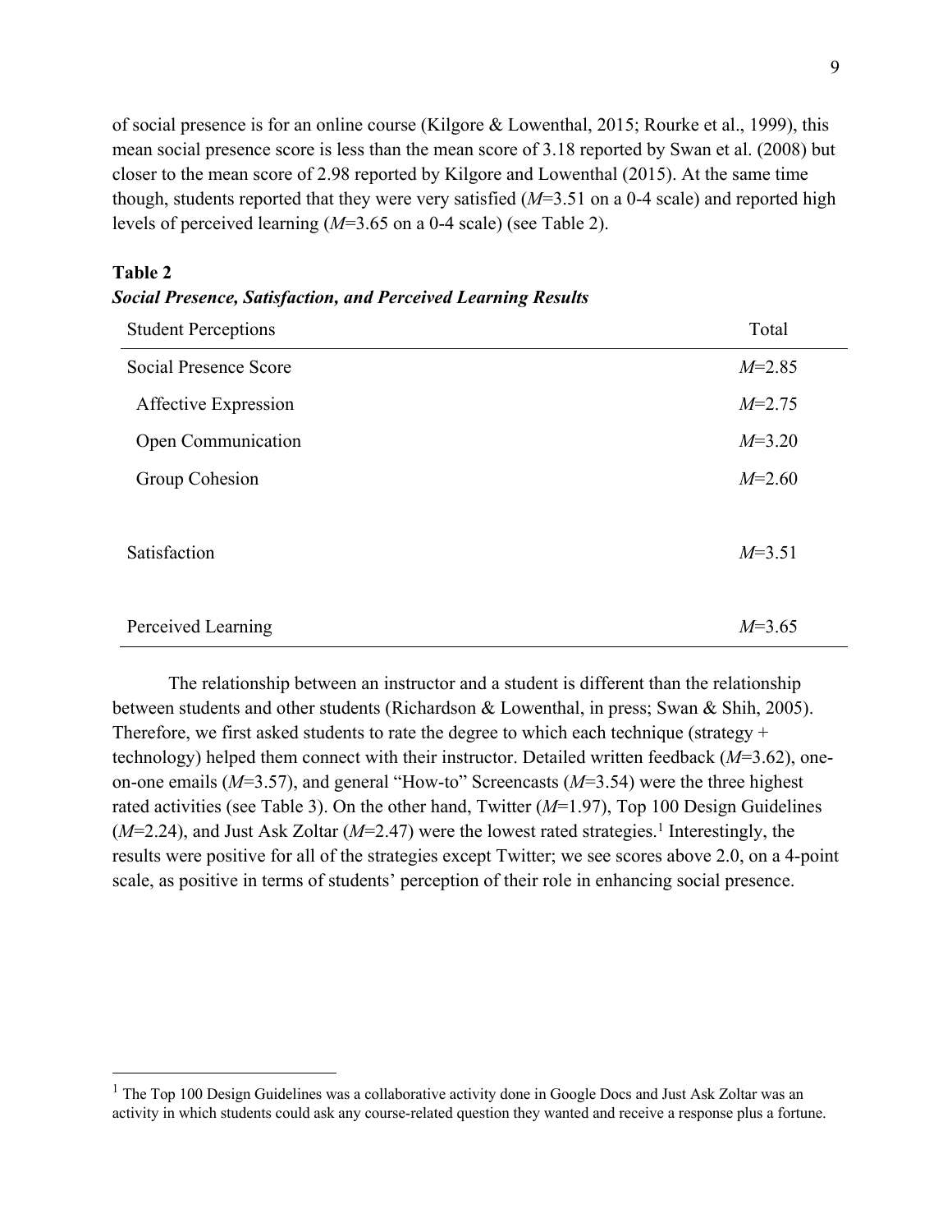of social presence is for an online course (Kilgore & Lowenthal, 2015; Rourke et al., 1999), this mean social presence score is less than the mean score of 3.18 reported by Swan et al. (2008) but closer to the mean score of 2.98 reported by Kilgore and Lowenthal (2015). At the same time though, students reported that they were very satisfied (*M*=3.51 on a 0-4 scale) and reported high levels of perceived learning (*M*=3.65 on a 0-4 scale) (see Table 2).

**Table 2**
***Social Presence, Satisfaction, and Perceived Learning Results***

| Student Perceptions | Total |
|---|---|
| Social Presence Score | *M*=2.85 |
| Affective Expression | *M*=2.75 |
| Open Communication | *M*=3.20 |
| Group Cohesion | *M*=2.60 |
| Satisfaction | *M*=3.51 |
| Perceived Learning | *M*=3.65 |

The relationship between an instructor and a student is different than the relationship between students and other students (Richardson & Lowenthal, in press; Swan & Shih, 2005). Therefore, we first asked students to rate the degree to which each technique (strategy + technology) helped them connect with their instructor. Detailed written feedback (*M*=3.62), one-on-one emails (*M*=3.57), and general "How-to" Screencasts (*M*=3.54) were the three highest rated activities (see Table 3). On the other hand, Twitter (*M*=1.97), Top 100 Design Guidelines (*M*=2.24), and Just Ask Zoltar (*M*=2.47) were the lowest rated strategies.[1] Interestingly, the results were positive for all of the strategies except Twitter; we see scores above 2.0, on a 4-point scale, as positive in terms of students' perception of their role in enhancing social presence.

[1] The Top 100 Design Guidelines was a collaborative activity done in Google Docs and Just Ask Zoltar was an activity in which students could ask any course-related question they wanted and receive a response plus a fortune.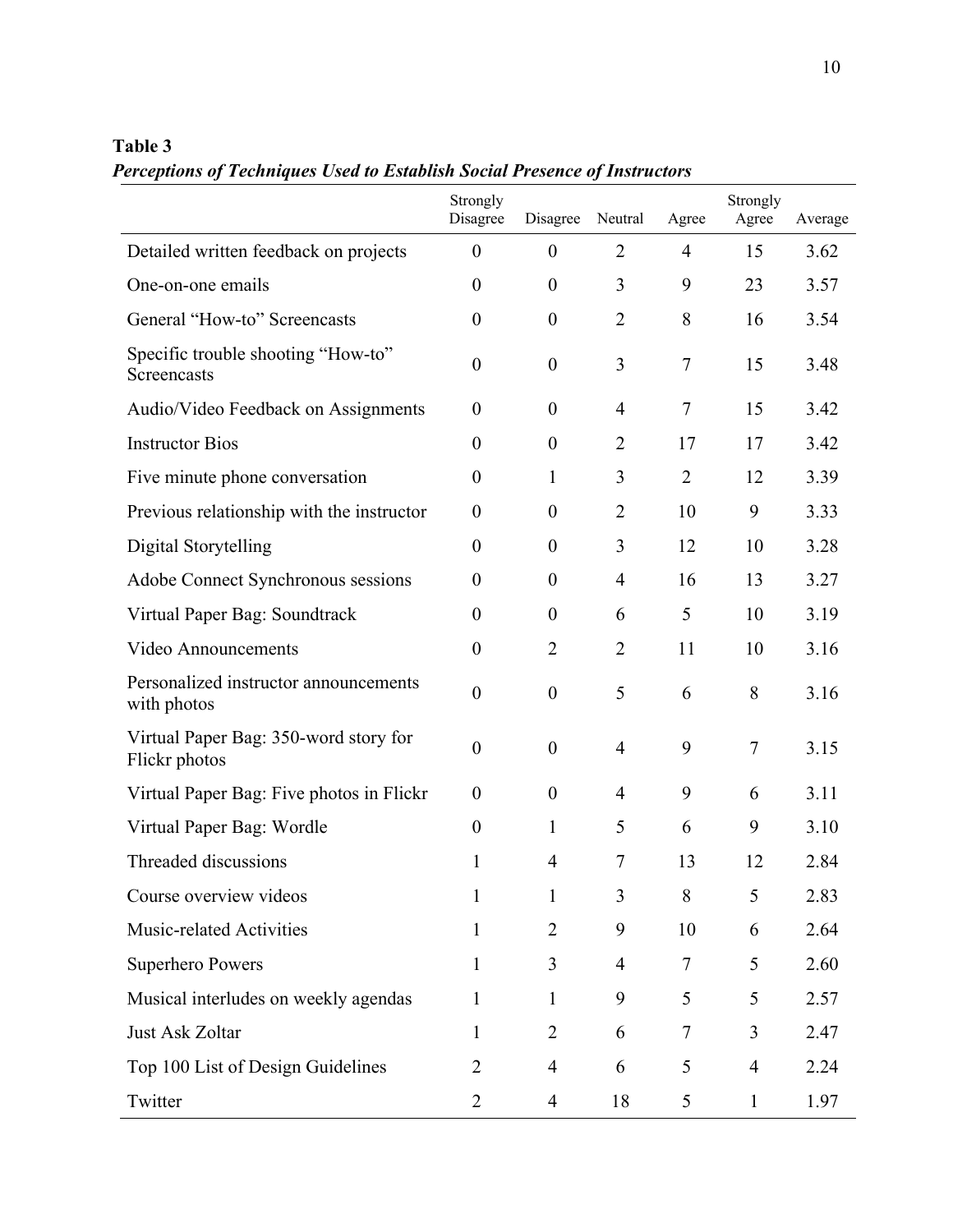**Table 3**

***Perceptions of Techniques Used to Establish Social Presence of Instructors***

| | Strongly Disagree | Disagree | Neutral | Agree | Strongly Agree | Average |
|---|---|---|---|---|---|---|
| Detailed written feedback on projects | 0 | 0 | 2 | 4 | 15 | 3.62 |
| One-on-one emails | 0 | 0 | 3 | 9 | 23 | 3.57 |
| General "How-to" Screencasts | 0 | 0 | 2 | 8 | 16 | 3.54 |
| Specific trouble shooting "How-to" Screencasts | 0 | 0 | 3 | 7 | 15 | 3.48 |
| Audio/Video Feedback on Assignments | 0 | 0 | 4 | 7 | 15 | 3.42 |
| Instructor Bios | 0 | 0 | 2 | 17 | 17 | 3.42 |
| Five minute phone conversation | 0 | 1 | 3 | 2 | 12 | 3.39 |
| Previous relationship with the instructor | 0 | 0 | 2 | 10 | 9 | 3.33 |
| Digital Storytelling | 0 | 0 | 3 | 12 | 10 | 3.28 |
| Adobe Connect Synchronous sessions | 0 | 0 | 4 | 16 | 13 | 3.27 |
| Virtual Paper Bag: Soundtrack | 0 | 0 | 6 | 5 | 10 | 3.19 |
| Video Announcements | 0 | 2 | 2 | 11 | 10 | 3.16 |
| Personalized instructor announcements with photos | 0 | 0 | 5 | 6 | 8 | 3.16 |
| Virtual Paper Bag: 350-word story for Flickr photos | 0 | 0 | 4 | 9 | 7 | 3.15 |
| Virtual Paper Bag: Five photos in Flickr | 0 | 0 | 4 | 9 | 6 | 3.11 |
| Virtual Paper Bag: Wordle | 0 | 1 | 5 | 6 | 9 | 3.10 |
| Threaded discussions | 1 | 4 | 7 | 13 | 12 | 2.84 |
| Course overview videos | 1 | 1 | 3 | 8 | 5 | 2.83 |
| Music-related Activities | 1 | 2 | 9 | 10 | 6 | 2.64 |
| Superhero Powers | 1 | 3 | 4 | 7 | 5 | 2.60 |
| Musical interludes on weekly agendas | 1 | 1 | 9 | 5 | 5 | 2.57 |
| Just Ask Zoltar | 1 | 2 | 6 | 7 | 3 | 2.47 |
| Top 100 List of Design Guidelines | 2 | 4 | 6 | 5 | 4 | 2.24 |
| Twitter | 2 | 4 | 18 | 5 | 1 | 1.97 |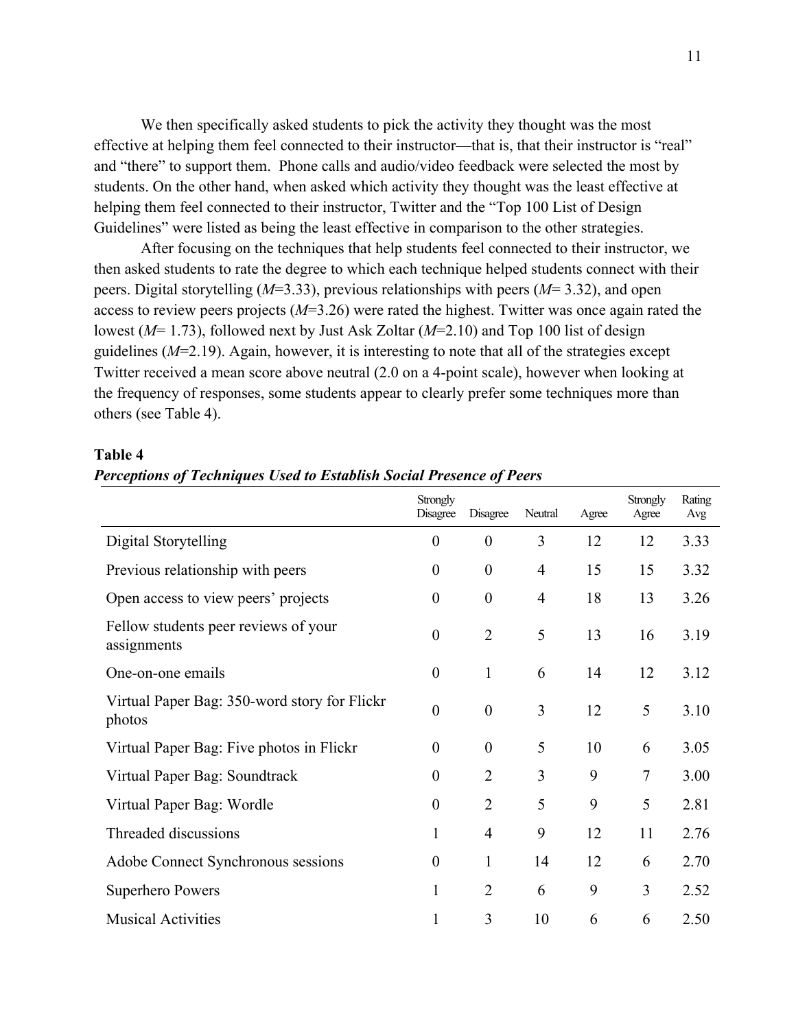We then specifically asked students to pick the activity they thought was the most effective at helping them feel connected to their instructor—that is, that their instructor is "real" and "there" to support them. Phone calls and audio/video feedback were selected the most by students. On the other hand, when asked which activity they thought was the least effective at helping them feel connected to their instructor, Twitter and the "Top 100 List of Design Guidelines" were listed as being the least effective in comparison to the other strategies.

After focusing on the techniques that help students feel connected to their instructor, we then asked students to rate the degree to which each technique helped students connect with their peers. Digital storytelling ($M$=3.33), previous relationships with peers ($M$= 3.32), and open access to review peers projects ($M$=3.26) were rated the highest. Twitter was once again rated the lowest ($M$= 1.73), followed next by Just Ask Zoltar ($M$=2.10) and Top 100 list of design guidelines ($M$=2.19). Again, however, it is interesting to note that all of the strategies except Twitter received a mean score above neutral (2.0 on a 4-point scale), however when looking at the frequency of responses, some students appear to clearly prefer some techniques more than others (see Table 4).

**Table 4**

***Perceptions of Techniques Used to Establish Social Presence of Peers***

| | Strongly Disagree | Disagree | Neutral | Agree | Strongly Agree | Rating Avg |
|---|---|---|---|---|---|---|
| Digital Storytelling | 0 | 0 | 3 | 12 | 12 | 3.33 |
| Previous relationship with peers | 0 | 0 | 4 | 15 | 15 | 3.32 |
| Open access to view peers' projects | 0 | 0 | 4 | 18 | 13 | 3.26 |
| Fellow students peer reviews of your assignments | 0 | 2 | 5 | 13 | 16 | 3.19 |
| One-on-one emails | 0 | 1 | 6 | 14 | 12 | 3.12 |
| Virtual Paper Bag: 350-word story for Flickr photos | 0 | 0 | 3 | 12 | 5 | 3.10 |
| Virtual Paper Bag: Five photos in Flickr | 0 | 0 | 5 | 10 | 6 | 3.05 |
| Virtual Paper Bag: Soundtrack | 0 | 2 | 3 | 9 | 7 | 3.00 |
| Virtual Paper Bag: Wordle | 0 | 2 | 5 | 9 | 5 | 2.81 |
| Threaded discussions | 1 | 4 | 9 | 12 | 11 | 2.76 |
| Adobe Connect Synchronous sessions | 0 | 1 | 14 | 12 | 6 | 2.70 |
| Superhero Powers | 1 | 2 | 6 | 9 | 3 | 2.52 |
| Musical Activities | 1 | 3 | 10 | 6 | 6 | 2.50 |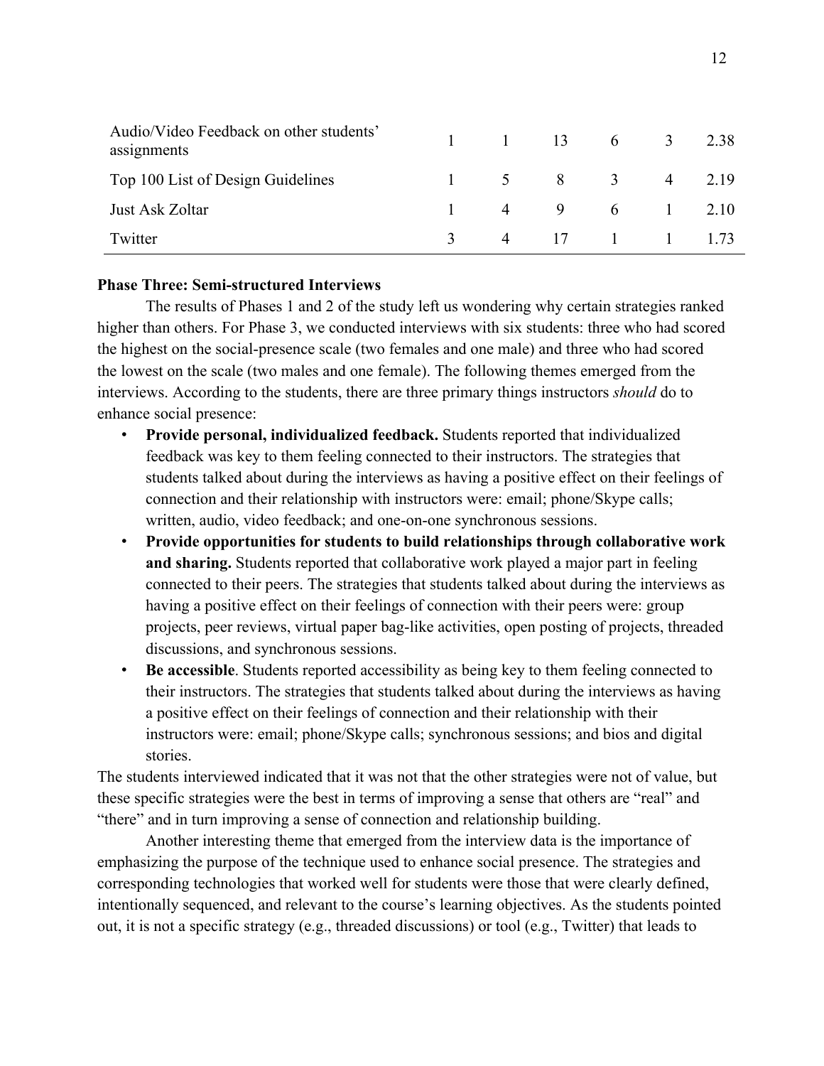| | | | | | | |
|---|---|---|---|---|---|---|
| Audio/Video Feedback on other students' assignments | 1 | 1 | 13 | 6 | 3 | 2.38 |
| Top 100 List of Design Guidelines | 1 | 5 | 8 | 3 | 4 | 2.19 |
| Just Ask Zoltar | 1 | 4 | 9 | 6 | 1 | 2.10 |
| Twitter | 3 | 4 | 17 | 1 | 1 | 1.73 |

**Phase Three: Semi-structured Interviews**

The results of Phases 1 and 2 of the study left us wondering why certain strategies ranked higher than others. For Phase 3, we conducted interviews with six students: three who had scored the highest on the social-presence scale (two females and one male) and three who had scored the lowest on the scale (two males and one female). The following themes emerged from the interviews. According to the students, there are three primary things instructors *should* do to enhance social presence:

- **Provide personal, individualized feedback.** Students reported that individualized feedback was key to them feeling connected to their instructors. The strategies that students talked about during the interviews as having a positive effect on their feelings of connection and their relationship with instructors were: email; phone/Skype calls; written, audio, video feedback; and one-on-one synchronous sessions.
- **Provide opportunities for students to build relationships through collaborative work and sharing.** Students reported that collaborative work played a major part in feeling connected to their peers. The strategies that students talked about during the interviews as having a positive effect on their feelings of connection with their peers were: group projects, peer reviews, virtual paper bag-like activities, open posting of projects, threaded discussions, and synchronous sessions.
- **Be accessible**. Students reported accessibility as being key to them feeling connected to their instructors. The strategies that students talked about during the interviews as having a positive effect on their feelings of connection and their relationship with their instructors were: email; phone/Skype calls; synchronous sessions; and bios and digital stories.

The students interviewed indicated that it was not that the other strategies were not of value, but these specific strategies were the best in terms of improving a sense that others are "real" and "there" and in turn improving a sense of connection and relationship building.

Another interesting theme that emerged from the interview data is the importance of emphasizing the purpose of the technique used to enhance social presence. The strategies and corresponding technologies that worked well for students were those that were clearly defined, intentionally sequenced, and relevant to the course's learning objectives. As the students pointed out, it is not a specific strategy (e.g., threaded discussions) or tool (e.g., Twitter) that leads to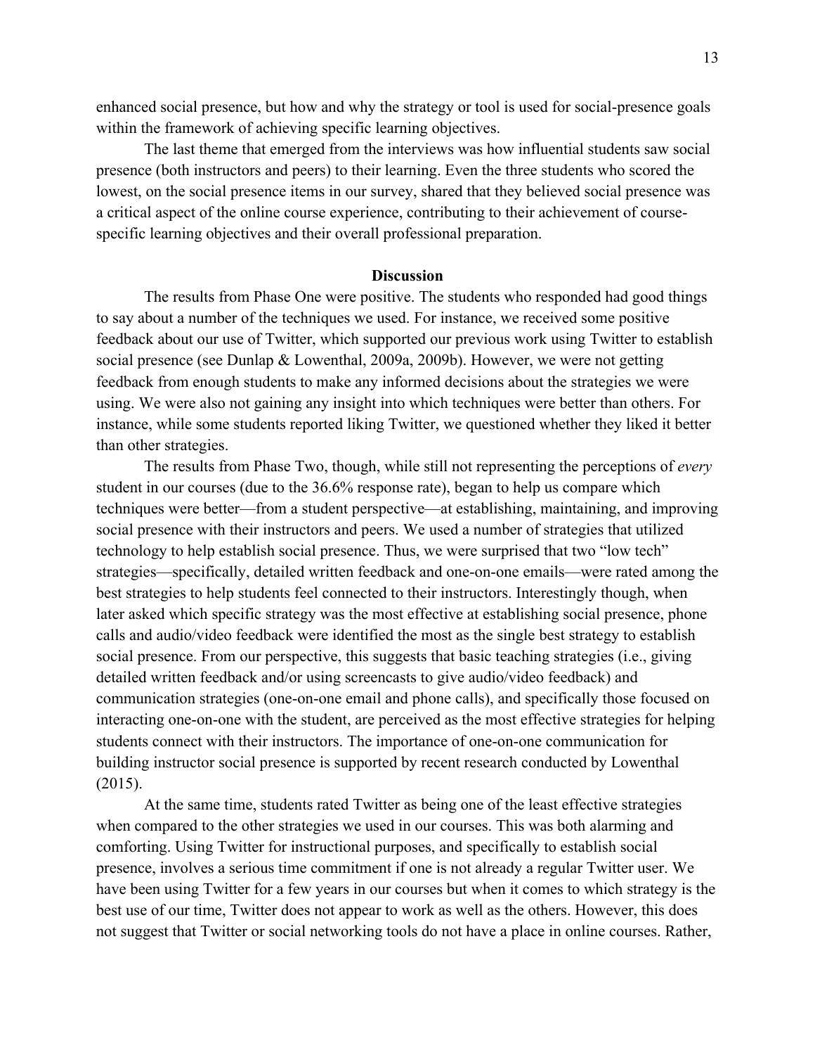enhanced social presence, but how and why the strategy or tool is used for social-presence goals within the framework of achieving specific learning objectives.

The last theme that emerged from the interviews was how influential students saw social presence (both instructors and peers) to their learning. Even the three students who scored the lowest, on the social presence items in our survey, shared that they believed social presence was a critical aspect of the online course experience, contributing to their achievement of course-specific learning objectives and their overall professional preparation.

## Discussion

The results from Phase One were positive. The students who responded had good things to say about a number of the techniques we used. For instance, we received some positive feedback about our use of Twitter, which supported our previous work using Twitter to establish social presence (see Dunlap & Lowenthal, 2009a, 2009b). However, we were not getting feedback from enough students to make any informed decisions about the strategies we were using. We were also not gaining any insight into which techniques were better than others. For instance, while some students reported liking Twitter, we questioned whether they liked it better than other strategies.

The results from Phase Two, though, while still not representing the perceptions of *every* student in our courses (due to the 36.6% response rate), began to help us compare which techniques were better—from a student perspective—at establishing, maintaining, and improving social presence with their instructors and peers. We used a number of strategies that utilized technology to help establish social presence. Thus, we were surprised that two "low tech" strategies—specifically, detailed written feedback and one-on-one emails—were rated among the best strategies to help students feel connected to their instructors. Interestingly though, when later asked which specific strategy was the most effective at establishing social presence, phone calls and audio/video feedback were identified the most as the single best strategy to establish social presence. From our perspective, this suggests that basic teaching strategies (i.e., giving detailed written feedback and/or using screencasts to give audio/video feedback) and communication strategies (one-on-one email and phone calls), and specifically those focused on interacting one-on-one with the student, are perceived as the most effective strategies for helping students connect with their instructors. The importance of one-on-one communication for building instructor social presence is supported by recent research conducted by Lowenthal (2015).

At the same time, students rated Twitter as being one of the least effective strategies when compared to the other strategies we used in our courses. This was both alarming and comforting. Using Twitter for instructional purposes, and specifically to establish social presence, involves a serious time commitment if one is not already a regular Twitter user. We have been using Twitter for a few years in our courses but when it comes to which strategy is the best use of our time, Twitter does not appear to work as well as the others. However, this does not suggest that Twitter or social networking tools do not have a place in online courses. Rather,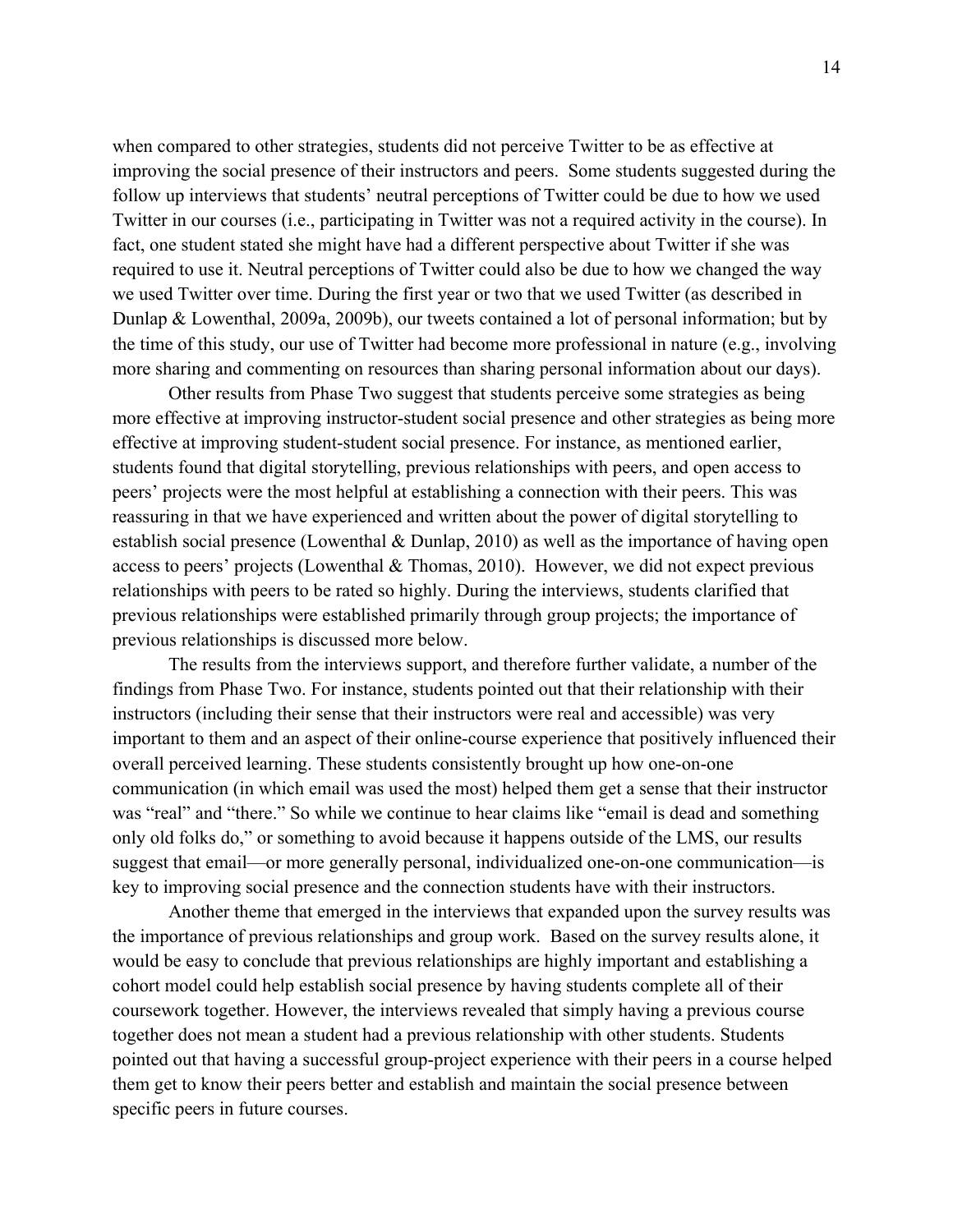when compared to other strategies, students did not perceive Twitter to be as effective at improving the social presence of their instructors and peers. Some students suggested during the follow up interviews that students' neutral perceptions of Twitter could be due to how we used Twitter in our courses (i.e., participating in Twitter was not a required activity in the course). In fact, one student stated she might have had a different perspective about Twitter if she was required to use it. Neutral perceptions of Twitter could also be due to how we changed the way we used Twitter over time. During the first year or two that we used Twitter (as described in Dunlap & Lowenthal, 2009a, 2009b), our tweets contained a lot of personal information; but by the time of this study, our use of Twitter had become more professional in nature (e.g., involving more sharing and commenting on resources than sharing personal information about our days).

Other results from Phase Two suggest that students perceive some strategies as being more effective at improving instructor-student social presence and other strategies as being more effective at improving student-student social presence. For instance, as mentioned earlier, students found that digital storytelling, previous relationships with peers, and open access to peers' projects were the most helpful at establishing a connection with their peers. This was reassuring in that we have experienced and written about the power of digital storytelling to establish social presence (Lowenthal & Dunlap, 2010) as well as the importance of having open access to peers' projects (Lowenthal & Thomas, 2010). However, we did not expect previous relationships with peers to be rated so highly. During the interviews, students clarified that previous relationships were established primarily through group projects; the importance of previous relationships is discussed more below.

The results from the interviews support, and therefore further validate, a number of the findings from Phase Two. For instance, students pointed out that their relationship with their instructors (including their sense that their instructors were real and accessible) was very important to them and an aspect of their online-course experience that positively influenced their overall perceived learning. These students consistently brought up how one-on-one communication (in which email was used the most) helped them get a sense that their instructor was "real" and "there." So while we continue to hear claims like "email is dead and something only old folks do," or something to avoid because it happens outside of the LMS, our results suggest that email—or more generally personal, individualized one-on-one communication—is key to improving social presence and the connection students have with their instructors.

Another theme that emerged in the interviews that expanded upon the survey results was the importance of previous relationships and group work. Based on the survey results alone, it would be easy to conclude that previous relationships are highly important and establishing a cohort model could help establish social presence by having students complete all of their coursework together. However, the interviews revealed that simply having a previous course together does not mean a student had a previous relationship with other students. Students pointed out that having a successful group-project experience with their peers in a course helped them get to know their peers better and establish and maintain the social presence between specific peers in future courses.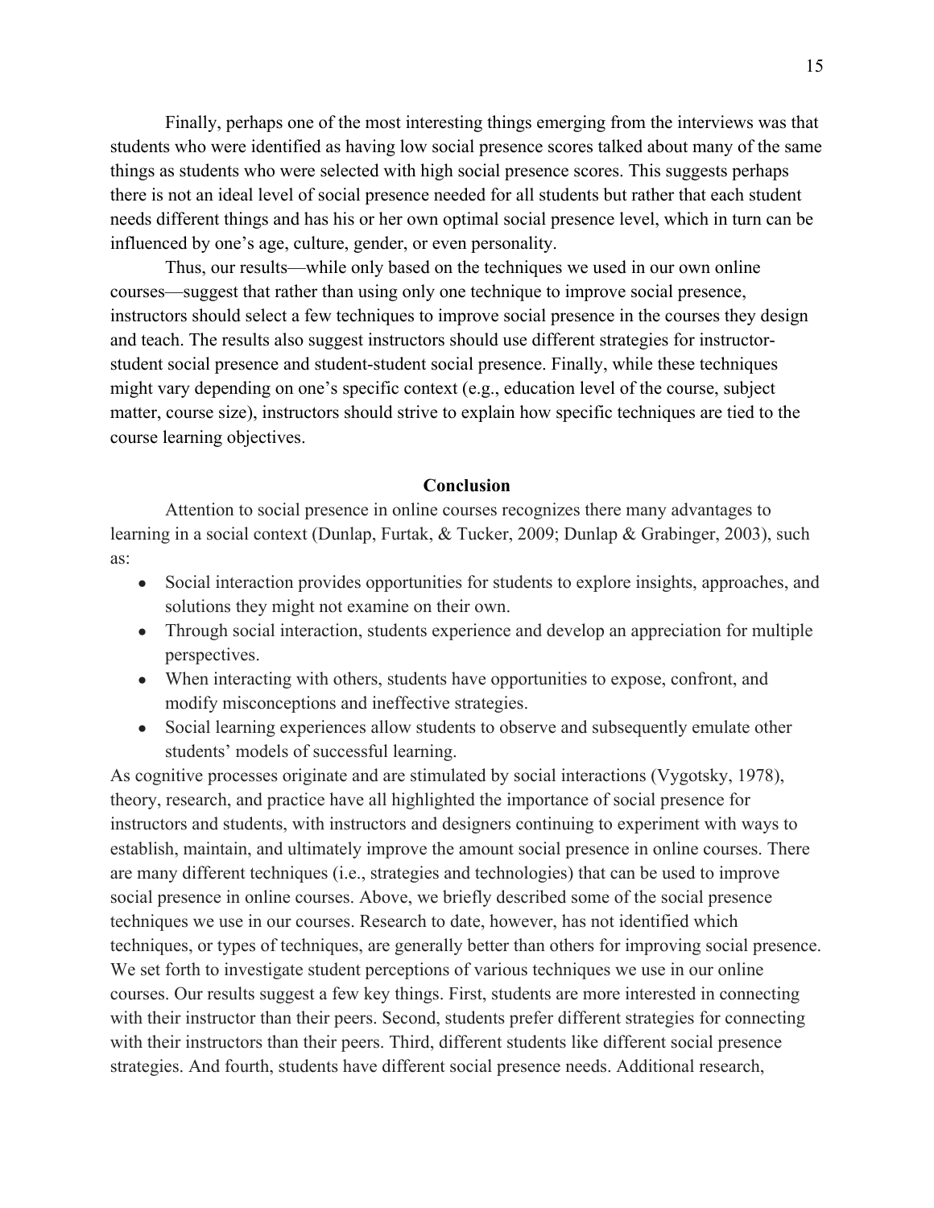Finally, perhaps one of the most interesting things emerging from the interviews was that students who were identified as having low social presence scores talked about many of the same things as students who were selected with high social presence scores. This suggests perhaps there is not an ideal level of social presence needed for all students but rather that each student needs different things and has his or her own optimal social presence level, which in turn can be influenced by one's age, culture, gender, or even personality.

Thus, our results—while only based on the techniques we used in our own online courses—suggest that rather than using only one technique to improve social presence, instructors should select a few techniques to improve social presence in the courses they design and teach. The results also suggest instructors should use different strategies for instructor-student social presence and student-student social presence. Finally, while these techniques might vary depending on one's specific context (e.g., education level of the course, subject matter, course size), instructors should strive to explain how specific techniques are tied to the course learning objectives.

## Conclusion

Attention to social presence in online courses recognizes there many advantages to learning in a social context (Dunlap, Furtak, & Tucker, 2009; Dunlap & Grabinger, 2003), such as:

- Social interaction provides opportunities for students to explore insights, approaches, and solutions they might not examine on their own.
- Through social interaction, students experience and develop an appreciation for multiple perspectives.
- When interacting with others, students have opportunities to expose, confront, and modify misconceptions and ineffective strategies.
- Social learning experiences allow students to observe and subsequently emulate other students' models of successful learning.

As cognitive processes originate and are stimulated by social interactions (Vygotsky, 1978), theory, research, and practice have all highlighted the importance of social presence for instructors and students, with instructors and designers continuing to experiment with ways to establish, maintain, and ultimately improve the amount social presence in online courses. There are many different techniques (i.e., strategies and technologies) that can be used to improve social presence in online courses. Above, we briefly described some of the social presence techniques we use in our courses. Research to date, however, has not identified which techniques, or types of techniques, are generally better than others for improving social presence. We set forth to investigate student perceptions of various techniques we use in our online courses. Our results suggest a few key things. First, students are more interested in connecting with their instructor than their peers. Second, students prefer different strategies for connecting with their instructors than their peers. Third, different students like different social presence strategies. And fourth, students have different social presence needs. Additional research,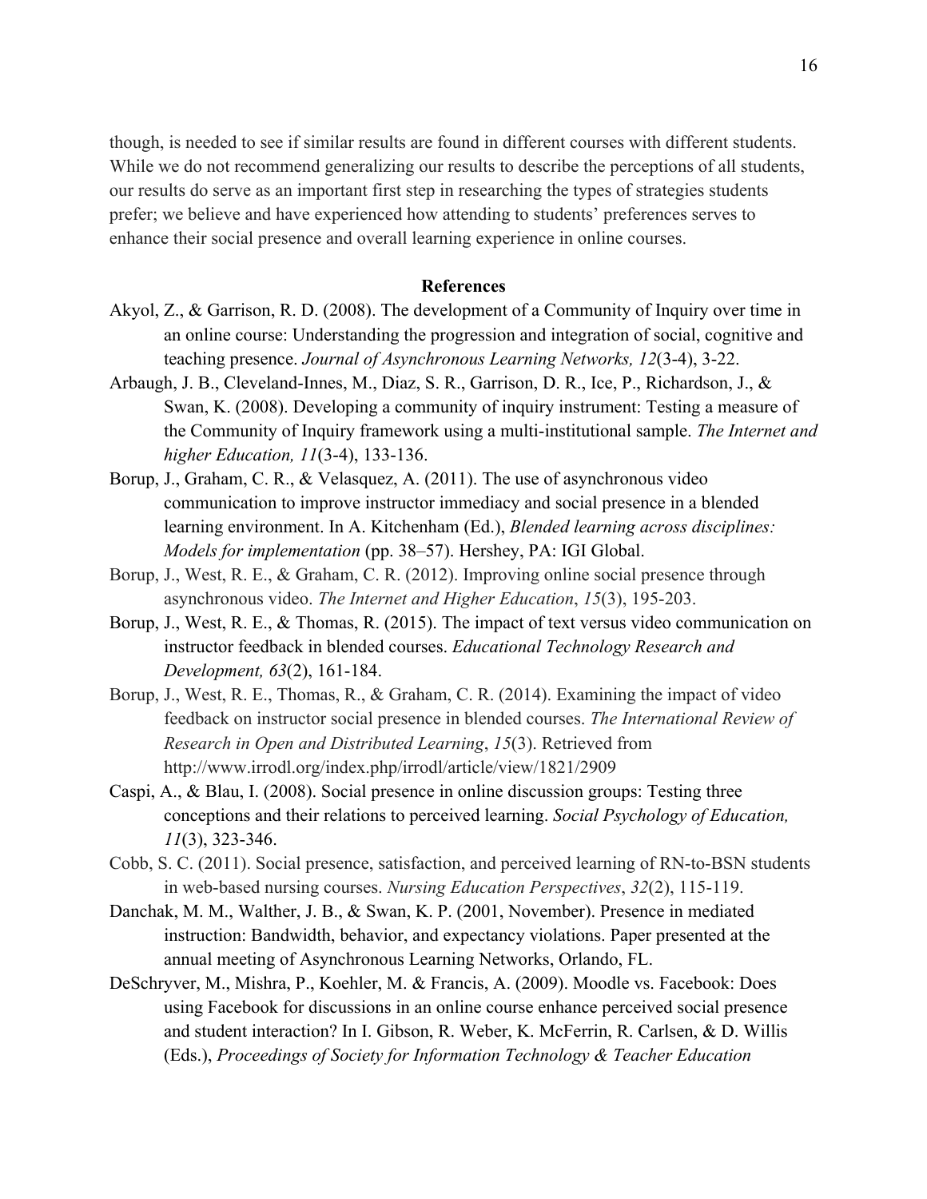though, is needed to see if similar results are found in different courses with different students. While we do not recommend generalizing our results to describe the perceptions of all students, our results do serve as an important first step in researching the types of strategies students prefer; we believe and have experienced how attending to students' preferences serves to enhance their social presence and overall learning experience in online courses.

## References

Akyol, Z., & Garrison, R. D. (2008). The development of a Community of Inquiry over time in an online course: Understanding the progression and integration of social, cognitive and teaching presence. *Journal of Asynchronous Learning Networks, 12*(3-4), 3-22.

Arbaugh, J. B., Cleveland-Innes, M., Diaz, S. R., Garrison, D. R., Ice, P., Richardson, J., & Swan, K. (2008). Developing a community of inquiry instrument: Testing a measure of the Community of Inquiry framework using a multi-institutional sample. *The Internet and higher Education, 11*(3-4), 133-136.

Borup, J., Graham, C. R., & Velasquez, A. (2011). The use of asynchronous video communication to improve instructor immediacy and social presence in a blended learning environment. In A. Kitchenham (Ed.), *Blended learning across disciplines: Models for implementation* (pp. 38–57). Hershey, PA: IGI Global.

Borup, J., West, R. E., & Graham, C. R. (2012). Improving online social presence through asynchronous video. *The Internet and Higher Education*, *15*(3), 195-203.

Borup, J., West, R. E., & Thomas, R. (2015). The impact of text versus video communication on instructor feedback in blended courses. *Educational Technology Research and Development, 63*(2), 161-184.

Borup, J., West, R. E., Thomas, R., & Graham, C. R. (2014). Examining the impact of video feedback on instructor social presence in blended courses. *The International Review of Research in Open and Distributed Learning*, *15*(3). Retrieved from http://www.irrodl.org/index.php/irrodl/article/view/1821/2909

Caspi, A., & Blau, I. (2008). Social presence in online discussion groups: Testing three conceptions and their relations to perceived learning. *Social Psychology of Education, 11*(3), 323-346.

Cobb, S. C. (2011). Social presence, satisfaction, and perceived learning of RN-to-BSN students in web-based nursing courses. *Nursing Education Perspectives*, *32*(2), 115-119.

Danchak, M. M., Walther, J. B., & Swan, K. P. (2001, November). Presence in mediated instruction: Bandwidth, behavior, and expectancy violations. Paper presented at the annual meeting of Asynchronous Learning Networks, Orlando, FL.

DeSchryver, M., Mishra, P., Koehler, M. & Francis, A. (2009). Moodle vs. Facebook: Does using Facebook for discussions in an online course enhance perceived social presence and student interaction? In I. Gibson, R. Weber, K. McFerrin, R. Carlsen, & D. Willis (Eds.), *Proceedings of Society for Information Technology & Teacher Education*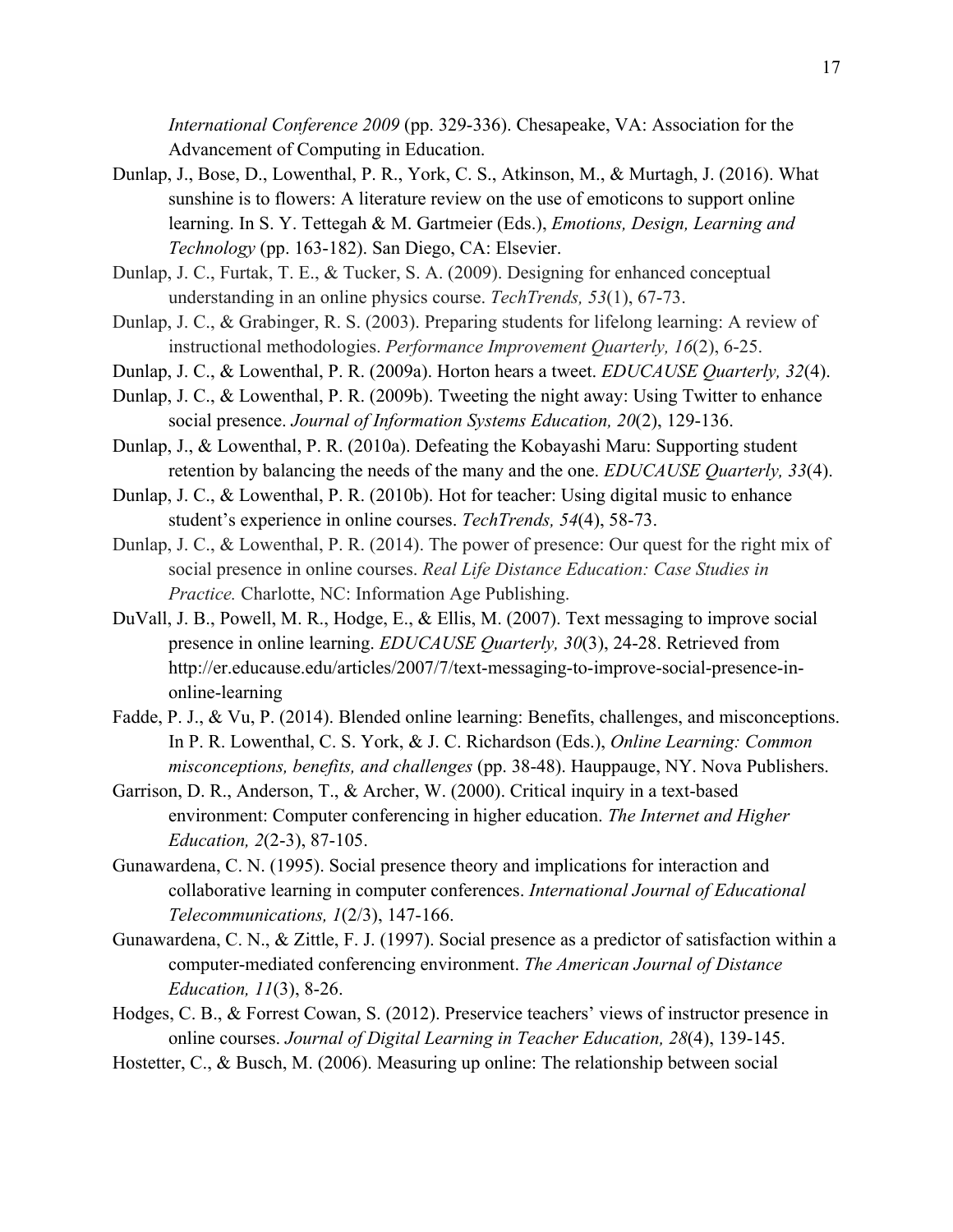*International Conference 2009* (pp. 329-336). Chesapeake, VA: Association for the Advancement of Computing in Education.

Dunlap, J., Bose, D., Lowenthal, P. R., York, C. S., Atkinson, M., & Murtagh, J. (2016). What sunshine is to flowers: A literature review on the use of emoticons to support online learning. In S. Y. Tettegah & M. Gartmeier (Eds.), *Emotions, Design, Learning and Technology* (pp. 163-182). San Diego, CA: Elsevier.

Dunlap, J. C., Furtak, T. E., & Tucker, S. A. (2009). Designing for enhanced conceptual understanding in an online physics course. *TechTrends, 53*(1), 67-73.

Dunlap, J. C., & Grabinger, R. S. (2003). Preparing students for lifelong learning: A review of instructional methodologies. *Performance Improvement Quarterly, 16*(2), 6-25.

Dunlap, J. C., & Lowenthal, P. R. (2009a). Horton hears a tweet. *EDUCAUSE Quarterly, 32*(4).

Dunlap, J. C., & Lowenthal, P. R. (2009b). Tweeting the night away: Using Twitter to enhance social presence. *Journal of Information Systems Education, 20*(2), 129-136.

Dunlap, J., & Lowenthal, P. R. (2010a). Defeating the Kobayashi Maru: Supporting student retention by balancing the needs of the many and the one. *EDUCAUSE Quarterly, 33*(4).

Dunlap, J. C., & Lowenthal, P. R. (2010b). Hot for teacher: Using digital music to enhance student's experience in online courses. *TechTrends, 54*(4), 58-73.

Dunlap, J. C., & Lowenthal, P. R. (2014). The power of presence: Our quest for the right mix of social presence in online courses. *Real Life Distance Education: Case Studies in Practice.* Charlotte, NC: Information Age Publishing.

DuVall, J. B., Powell, M. R., Hodge, E., & Ellis, M. (2007). Text messaging to improve social presence in online learning. *EDUCAUSE Quarterly, 30*(3), 24-28. Retrieved from http://er.educause.edu/articles/2007/7/text-messaging-to-improve-social-presence-in-online-learning

Fadde, P. J., & Vu, P. (2014). Blended online learning: Benefits, challenges, and misconceptions. In P. R. Lowenthal, C. S. York, & J. C. Richardson (Eds.), *Online Learning: Common misconceptions, benefits, and challenges* (pp. 38-48). Hauppauge, NY. Nova Publishers.

Garrison, D. R., Anderson, T., & Archer, W. (2000). Critical inquiry in a text-based environment: Computer conferencing in higher education. *The Internet and Higher Education, 2*(2-3), 87-105.

Gunawardena, C. N. (1995). Social presence theory and implications for interaction and collaborative learning in computer conferences. *International Journal of Educational Telecommunications, 1*(2/3), 147-166.

Gunawardena, C. N., & Zittle, F. J. (1997). Social presence as a predictor of satisfaction within a computer-mediated conferencing environment. *The American Journal of Distance Education, 11*(3), 8-26.

Hodges, C. B., & Forrest Cowan, S. (2012). Preservice teachers' views of instructor presence in online courses. *Journal of Digital Learning in Teacher Education, 28*(4), 139-145.

Hostetter, C., & Busch, M. (2006). Measuring up online: The relationship between social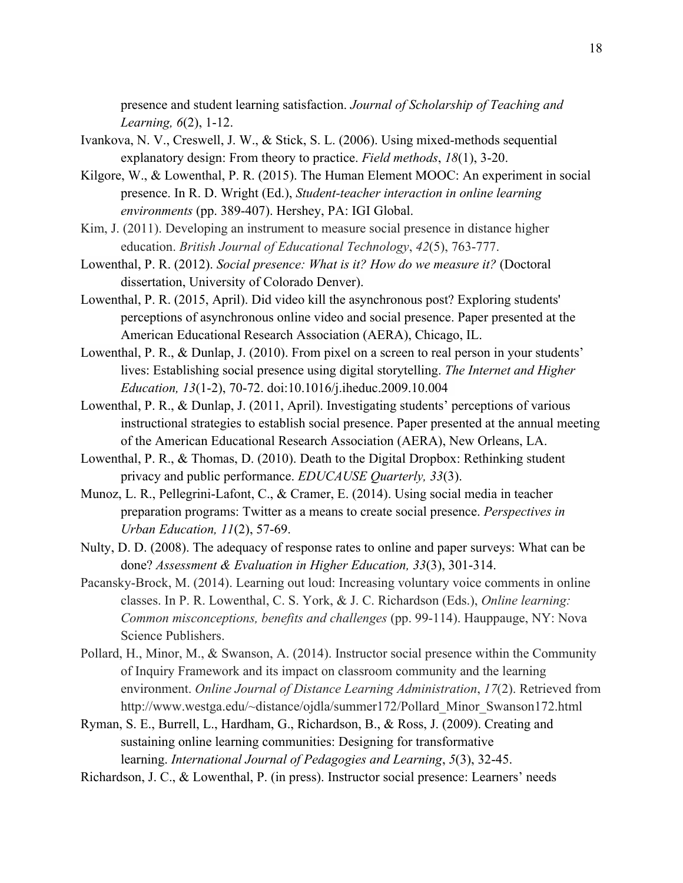presence and student learning satisfaction. *Journal of Scholarship of Teaching and Learning, 6*(2), 1-12.

Ivankova, N. V., Creswell, J. W., & Stick, S. L. (2006). Using mixed-methods sequential explanatory design: From theory to practice. *Field methods*, *18*(1), 3-20.

Kilgore, W., & Lowenthal, P. R. (2015). The Human Element MOOC: An experiment in social presence. In R. D. Wright (Ed.), *Student-teacher interaction in online learning environments* (pp. 389-407). Hershey, PA: IGI Global.

Kim, J. (2011). Developing an instrument to measure social presence in distance higher education. *British Journal of Educational Technology*, *42*(5), 763-777.

Lowenthal, P. R. (2012). *Social presence: What is it? How do we measure it?* (Doctoral dissertation, University of Colorado Denver).

Lowenthal, P. R. (2015, April). Did video kill the asynchronous post? Exploring students' perceptions of asynchronous online video and social presence. Paper presented at the American Educational Research Association (AERA), Chicago, IL.

Lowenthal, P. R., & Dunlap, J. (2010). From pixel on a screen to real person in your students' lives: Establishing social presence using digital storytelling. *The Internet and Higher Education, 13*(1-2), 70-72. doi:10.1016/j.iheduc.2009.10.004

Lowenthal, P. R., & Dunlap, J. (2011, April). Investigating students' perceptions of various instructional strategies to establish social presence. Paper presented at the annual meeting of the American Educational Research Association (AERA), New Orleans, LA.

Lowenthal, P. R., & Thomas, D. (2010). Death to the Digital Dropbox: Rethinking student privacy and public performance. *EDUCAUSE Quarterly, 33*(3).

Munoz, L. R., Pellegrini-Lafont, C., & Cramer, E. (2014). Using social media in teacher preparation programs: Twitter as a means to create social presence. *Perspectives in Urban Education, 11*(2), 57-69.

Nulty, D. D. (2008). The adequacy of response rates to online and paper surveys: What can be done? *Assessment & Evaluation in Higher Education, 33*(3), 301-314.

Pacansky-Brock, M. (2014). Learning out loud: Increasing voluntary voice comments in online classes. In P. R. Lowenthal, C. S. York, & J. C. Richardson (Eds.), *Online learning: Common misconceptions, benefits and challenges* (pp. 99-114). Hauppauge, NY: Nova Science Publishers.

Pollard, H., Minor, M., & Swanson, A. (2014). Instructor social presence within the Community of Inquiry Framework and its impact on classroom community and the learning environment. *Online Journal of Distance Learning Administration*, *17*(2). Retrieved from http://www.westga.edu/~distance/ojdla/summer172/Pollard_Minor_Swanson172.html

Ryman, S. E., Burrell, L., Hardham, G., Richardson, B., & Ross, J. (2009). Creating and sustaining online learning communities: Designing for transformative learning. *International Journal of Pedagogies and Learning*, *5*(3), 32-45.

Richardson, J. C., & Lowenthal, P. (in press). Instructor social presence: Learners' needs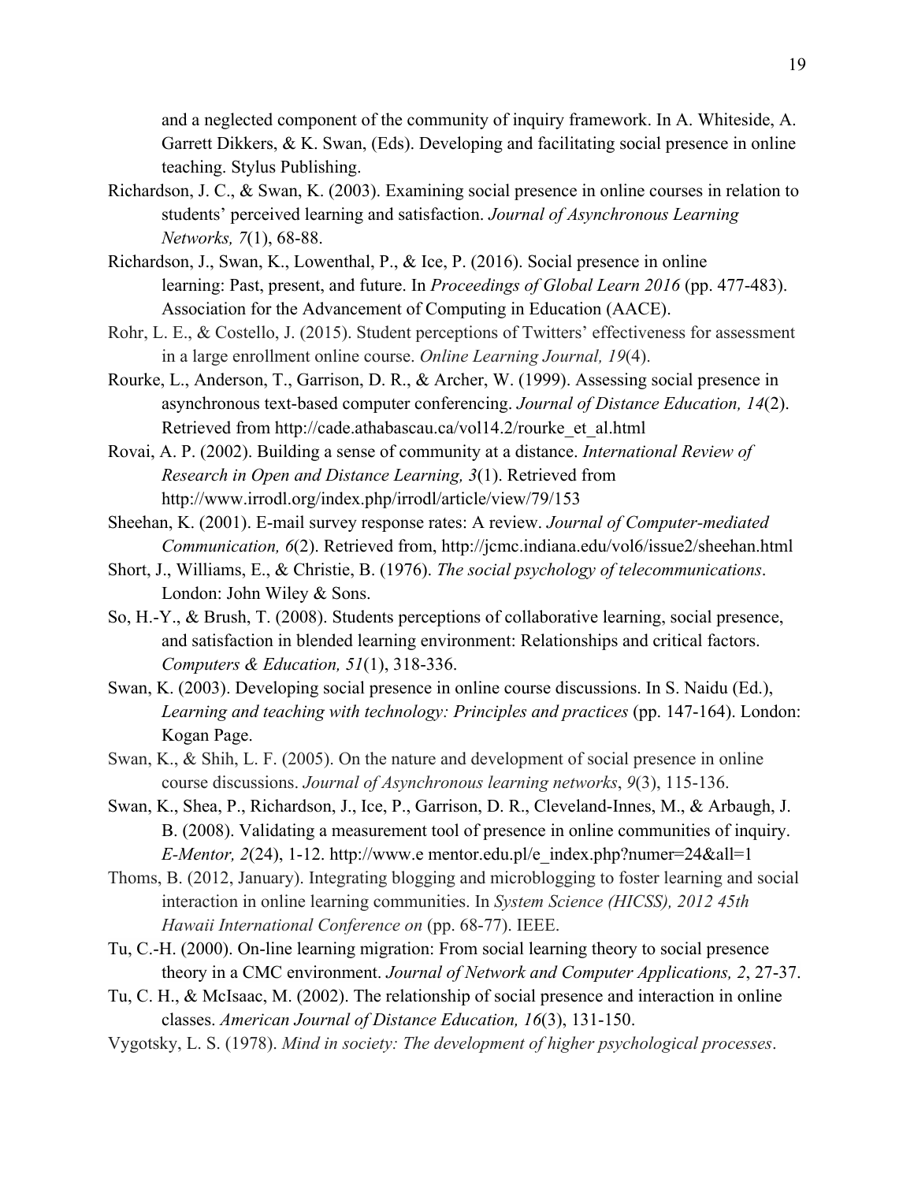and a neglected component of the community of inquiry framework. In A. Whiteside, A. Garrett Dikkers, & K. Swan, (Eds). Developing and facilitating social presence in online teaching. Stylus Publishing.

Richardson, J. C., & Swan, K. (2003). Examining social presence in online courses in relation to students' perceived learning and satisfaction. *Journal of Asynchronous Learning Networks, 7*(1), 68-88.

Richardson, J., Swan, K., Lowenthal, P., & Ice, P. (2016). Social presence in online learning: Past, present, and future. In *Proceedings of Global Learn 2016* (pp. 477-483). Association for the Advancement of Computing in Education (AACE).

Rohr, L. E., & Costello, J. (2015). Student perceptions of Twitters' effectiveness for assessment in a large enrollment online course. *Online Learning Journal, 19*(4).

Rourke, L., Anderson, T., Garrison, D. R., & Archer, W. (1999). Assessing social presence in asynchronous text-based computer conferencing. *Journal of Distance Education, 14*(2). Retrieved from http://cade.athabascau.ca/vol14.2/rourke_et_al.html

Rovai, A. P. (2002). Building a sense of community at a distance. *International Review of Research in Open and Distance Learning, 3*(1). Retrieved from http://www.irrodl.org/index.php/irrodl/article/view/79/153

Sheehan, K. (2001). E-mail survey response rates: A review. *Journal of Computer-mediated Communication, 6*(2). Retrieved from, http://jcmc.indiana.edu/vol6/issue2/sheehan.html

Short, J., Williams, E., & Christie, B. (1976). *The social psychology of telecommunications*. London: John Wiley & Sons.

So, H.-Y., & Brush, T. (2008). Students perceptions of collaborative learning, social presence, and satisfaction in blended learning environment: Relationships and critical factors. *Computers & Education, 51*(1), 318-336.

Swan, K. (2003). Developing social presence in online course discussions. In S. Naidu (Ed.), *Learning and teaching with technology: Principles and practices* (pp. 147-164). London: Kogan Page.

Swan, K., & Shih, L. F. (2005). On the nature and development of social presence in online course discussions. *Journal of Asynchronous learning networks*, *9*(3), 115-136.

Swan, K., Shea, P., Richardson, J., Ice, P., Garrison, D. R., Cleveland-Innes, M., & Arbaugh, J. B. (2008). Validating a measurement tool of presence in online communities of inquiry. *E-Mentor, 2*(24), 1-12. http://www.e mentor.edu.pl/e_index.php?numer=24&all=1

Thoms, B. (2012, January). Integrating blogging and microblogging to foster learning and social interaction in online learning communities. In *System Science (HICSS), 2012 45th Hawaii International Conference on* (pp. 68-77). IEEE.

Tu, C.-H. (2000). On-line learning migration: From social learning theory to social presence theory in a CMC environment. *Journal of Network and Computer Applications, 2*, 27-37.

Tu, C. H., & McIsaac, M. (2002). The relationship of social presence and interaction in online classes. *American Journal of Distance Education, 16*(3), 131-150.

Vygotsky, L. S. (1978). *Mind in society: The development of higher psychological processes*.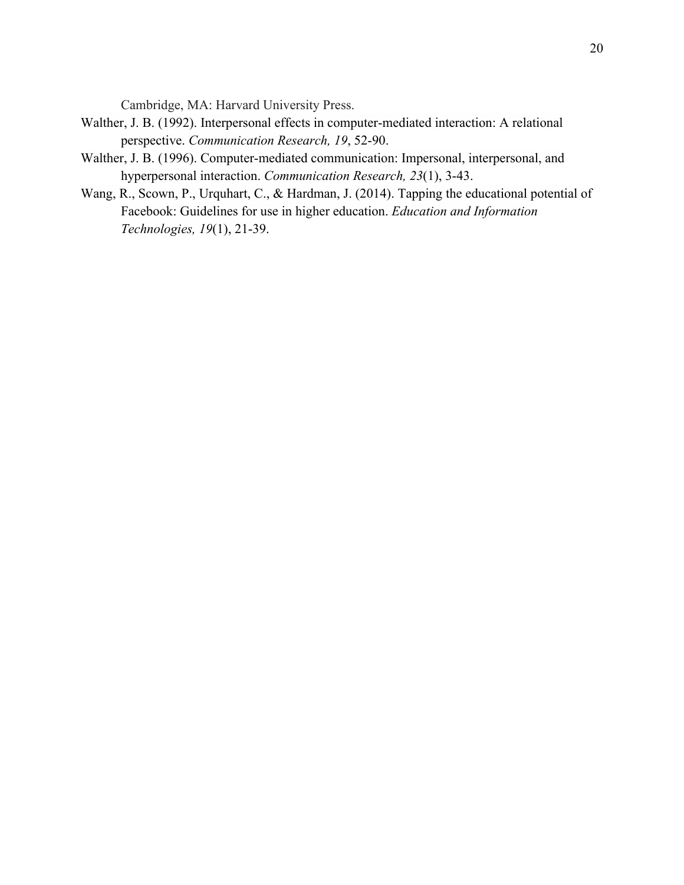Cambridge, MA: Harvard University Press.

Walther, J. B. (1992). Interpersonal effects in computer-mediated interaction: A relational perspective. *Communication Research, 19*, 52-90.

Walther, J. B. (1996). Computer-mediated communication: Impersonal, interpersonal, and hyperpersonal interaction. *Communication Research, 23*(1), 3-43.

Wang, R., Scown, P., Urquhart, C., & Hardman, J. (2014). Tapping the educational potential of Facebook: Guidelines for use in higher education. *Education and Information Technologies, 19*(1), 21-39.